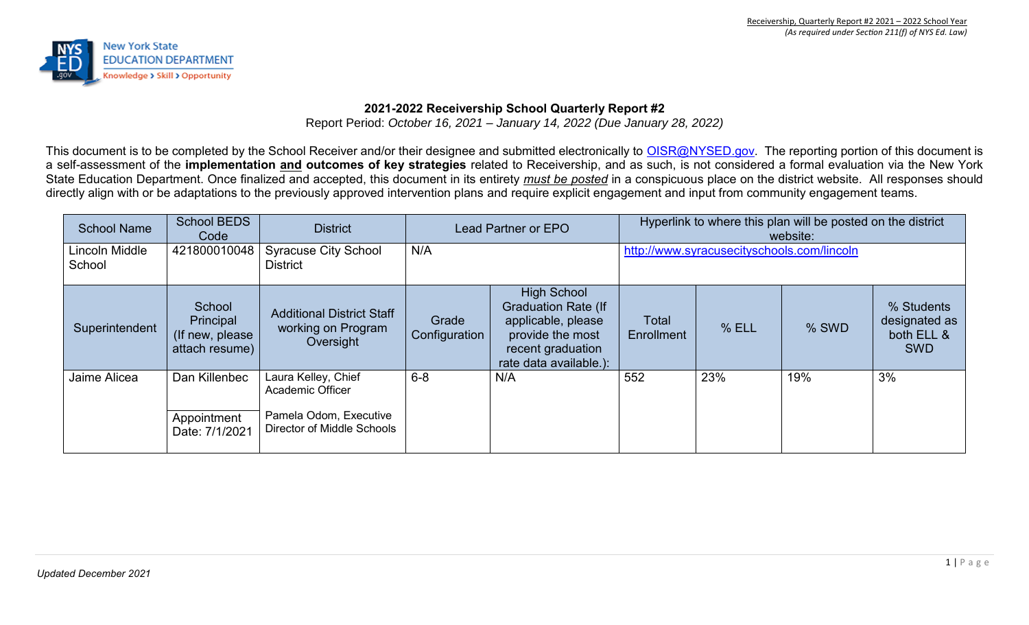## 2021-2022 Receivership School Quarterly Report #2

Report Period: *October 16, 2021 – January 14, 2022 (Due January 28, 2022)*

This document is to be completed by the School Receiver and/or their designee and submitted electronically to OISR@NYSED.gov. The reporting portion of this document is a self-assessment of the **implementation and outcomes of key strategies** related to Receivership, and as such, is not considered a formal evaluation via the New York State Education Department. Once finalized and accepted, this document in its entirety ***must be posted*** in a conspicuous place on the district website. All responses should directly align with or be adaptations to the previously approved intervention plans and require explicit engagement and input from community engagement teams.

| School Name | School BEDS Code | District | Lead Partner or EPO | | Hyperlink to where this plan will be posted on the district website: | | | |
|---|---|---|---|---|---|---|---|---|
| Lincoln Middle School | 421800010048 | Syracuse City School District | N/A | | http://www.syracusecityschools.com/lincoln | | | |
| **Superintendent** | **School Principal (If new, please attach resume)** | **Additional District Staff working on Program Oversight** | **Grade Configuration** | **High School Graduation Rate (If applicable, please provide the most recent graduation rate data available.):** | **Total Enrollment** | **% ELL** | **% SWD** | **% Students designated as both ELL & SWD** |
| Jaime Alicea | Dan Killenbec<br><br>Appointment Date: 7/1/2021 | Laura Kelley, Chief Academic Officer<br><br>Pamela Odom, Executive Director of Middle Schools | 6-8 | N/A | 552 | 23% | 19% | 3% |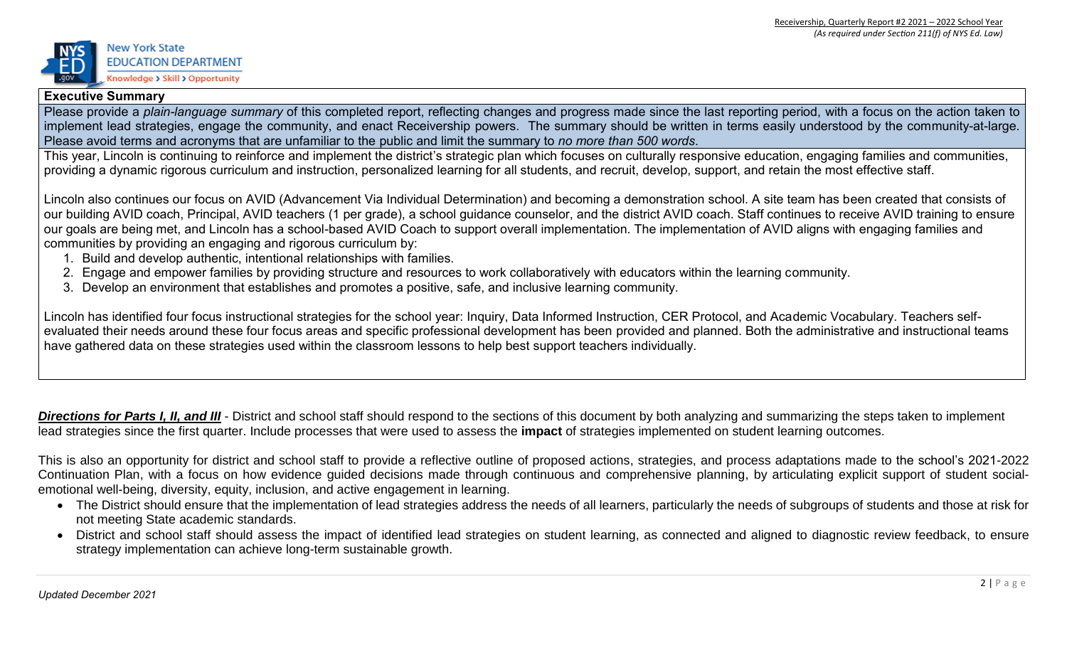## Executive Summary

Please provide a *plain-language summary* of this completed report, reflecting changes and progress made since the last reporting period, with a focus on the action taken to implement lead strategies, engage the community, and enact Receivership powers. The summary should be written in terms easily understood by the community-at-large. Please avoid terms and acronyms that are unfamiliar to the public and limit the summary to *no more than 500 words*.

This year, Lincoln is continuing to reinforce and implement the district's strategic plan which focuses on culturally responsive education, engaging families and communities, providing a dynamic rigorous curriculum and instruction, personalized learning for all students, and recruit, develop, support, and retain the most effective staff.

Lincoln also continues our focus on AVID (Advancement Via Individual Determination) and becoming a demonstration school. A site team has been created that consists of our building AVID coach, Principal, AVID teachers (1 per grade), a school guidance counselor, and the district AVID coach. Staff continues to receive AVID training to ensure our goals are being met, and Lincoln has a school-based AVID Coach to support overall implementation. The implementation of AVID aligns with engaging families and communities by providing an engaging and rigorous curriculum by:

1. Build and develop authentic, intentional relationships with families.
2. Engage and empower families by providing structure and resources to work collaboratively with educators within the learning community.
3. Develop an environment that establishes and promotes a positive, safe, and inclusive learning community.

Lincoln has identified four focus instructional strategies for the school year: Inquiry, Data Informed Instruction, CER Protocol, and Academic Vocabulary. Teachers self-evaluated their needs around these four focus areas and specific professional development has been provided and planned. Both the administrative and instructional teams have gathered data on these strategies used within the classroom lessons to help best support teachers individually.

***Directions for Parts I, II, and III*** - District and school staff should respond to the sections of this document by both analyzing and summarizing the steps taken to implement lead strategies since the first quarter. Include processes that were used to assess the **impact** of strategies implemented on student learning outcomes.

This is also an opportunity for district and school staff to provide a reflective outline of proposed actions, strategies, and process adaptations made to the school's 2021-2022 Continuation Plan, with a focus on how evidence guided decisions made through continuous and comprehensive planning, by articulating explicit support of student social-emotional well-being, diversity, equity, inclusion, and active engagement in learning.

- The District should ensure that the implementation of lead strategies address the needs of all learners, particularly the needs of subgroups of students and those at risk for not meeting State academic standards.
- District and school staff should assess the impact of identified lead strategies on student learning, as connected and aligned to diagnostic review feedback, to ensure strategy implementation can achieve long-term sustainable growth.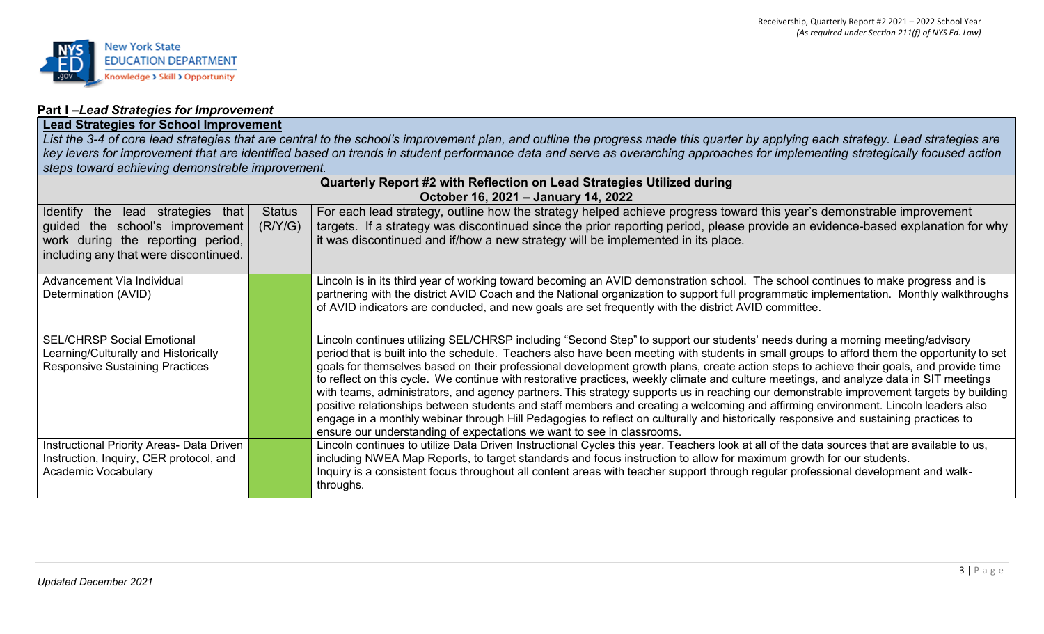## Part I –*Lead Strategies for Improvement*

**Lead Strategies for School Improvement**

*List the 3-4 of core lead strategies that are central to the school's improvement plan, and outline the progress made this quarter by applying each strategy. Lead strategies are key levers for improvement that are identified based on trends in student performance data and serve as overarching approaches for implementing strategically focused action steps toward achieving demonstrable improvement.*

**Quarterly Report #2 with Reflection on Lead Strategies Utilized during October 16, 2021 – January 14, 2022**

| Identify the lead strategies that guided the school's improvement work during the reporting period, including any that were discontinued. | Status (R/Y/G) | For each lead strategy, outline how the strategy helped achieve progress toward this year's demonstrable improvement targets. If a strategy was discontinued since the prior reporting period, please provide an evidence-based explanation for why it was discontinued and if/how a new strategy will be implemented in its place. |
|---|---|---|
| Advancement Via Individual Determination (AVID) | G | Lincoln is in its third year of working toward becoming an AVID demonstration school. The school continues to make progress and is partnering with the district AVID Coach and the National organization to support full programmatic implementation. Monthly walkthroughs of AVID indicators are conducted, and new goals are set frequently with the district AVID committee. |
| SEL/CHRSP Social Emotional Learning/Culturally and Historically Responsive Sustaining Practices | G | Lincoln continues utilizing SEL/CHRSP including "Second Step" to support our students' needs during a morning meeting/advisory period that is built into the schedule. Teachers also have been meeting with students in small groups to afford them the opportunity to set goals for themselves based on their professional development growth plans, create action steps to achieve their goals, and provide time to reflect on this cycle. We continue with restorative practices, weekly climate and culture meetings, and analyze data in SIT meetings with teams, administrators, and agency partners. This strategy supports us in reaching our demonstrable improvement targets by building positive relationships between students and staff members and creating a welcoming and affirming environment. Lincoln leaders also engage in a monthly webinar through Hill Pedagogies to reflect on culturally and historically responsive and sustaining practices to ensure our understanding of expectations we want to see in classrooms. |
| Instructional Priority Areas- Data Driven Instruction, Inquiry, CER protocol, and Academic Vocabulary | G | Lincoln continues to utilize Data Driven Instructional Cycles this year. Teachers look at all of the data sources that are available to us, including NWEA Map Reports, to target standards and focus instruction to allow for maximum growth for our students.<br>Inquiry is a consistent focus throughout all content areas with teacher support through regular professional development and walk-throughs. |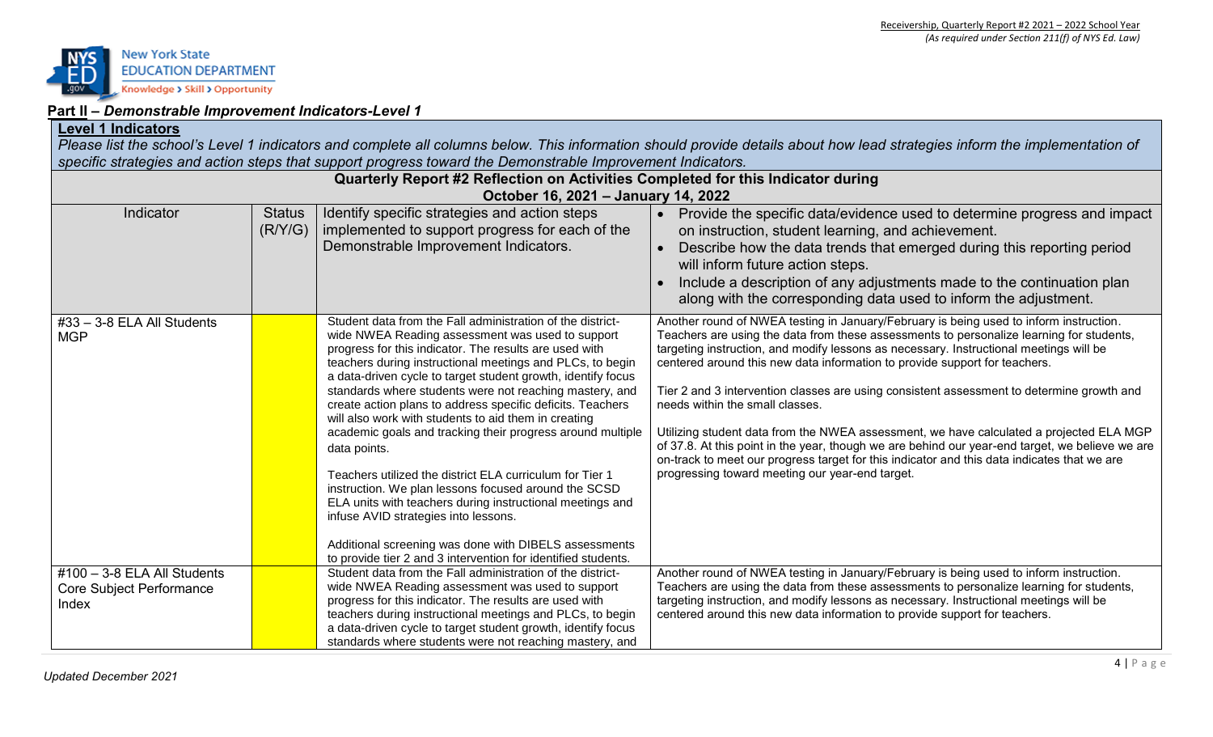## Part II – *Demonstrable Improvement Indicators-Level 1*

**Level 1 Indicators**

*Please list the school's Level 1 indicators and complete all columns below. This information should provide details about how lead strategies inform the implementation of specific strategies and action steps that support progress toward the Demonstrable Improvement Indicators.*

| Quarterly Report #2 Reflection on Activities Completed for this Indicator during October 16, 2021 – January 14, 2022 | | | |
|---|---|---|---|
| Indicator | Status (R/Y/G) | Identify specific strategies and action steps implemented to support progress for each of the Demonstrable Improvement Indicators. | • Provide the specific data/evidence used to determine progress and impact on instruction, student learning, and achievement.<br>• Describe how the data trends that emerged during this reporting period will inform future action steps.<br>• Include a description of any adjustments made to the continuation plan along with the corresponding data used to inform the adjustment. |
| #33 – 3-8 ELA All Students MGP | | Student data from the Fall administration of the district-wide NWEA Reading assessment was used to support progress for this indicator. The results are used with teachers during instructional meetings and PLCs, to begin a data-driven cycle to target student growth, identify focus standards where students were not reaching mastery, and create action plans to address specific deficits. Teachers will also work with students to aid them in creating academic goals and tracking their progress around multiple data points.<br><br>Teachers utilized the district ELA curriculum for Tier 1 instruction. We plan lessons focused around the SCSD ELA units with teachers during instructional meetings and infuse AVID strategies into lessons.<br><br>Additional screening was done with DIBELS assessments to provide tier 2 and 3 intervention for identified students. | Another round of NWEA testing in January/February is being used to inform instruction. Teachers are using the data from these assessments to personalize learning for students, targeting instruction, and modify lessons as necessary. Instructional meetings will be centered around this new data information to provide support for teachers.<br><br>Tier 2 and 3 intervention classes are using consistent assessment to determine growth and needs within the small classes.<br><br>Utilizing student data from the NWEA assessment, we have calculated a projected ELA MGP of 37.8. At this point in the year, though we are behind our year-end target, we believe we are on-track to meet our progress target for this indicator and this data indicates that we are progressing toward meeting our year-end target. |
| #100 – 3-8 ELA All Students Core Subject Performance Index | | Student data from the Fall administration of the district-wide NWEA Reading assessment was used to support progress for this indicator. The results are used with teachers during instructional meetings and PLCs, to begin a data-driven cycle to target student growth, identify focus standards where students were not reaching mastery, and | Another round of NWEA testing in January/February is being used to inform instruction. Teachers are using the data from these assessments to personalize learning for students, targeting instruction, and modify lessons as necessary. Instructional meetings will be centered around this new data information to provide support for teachers. |

*Updated December 2021*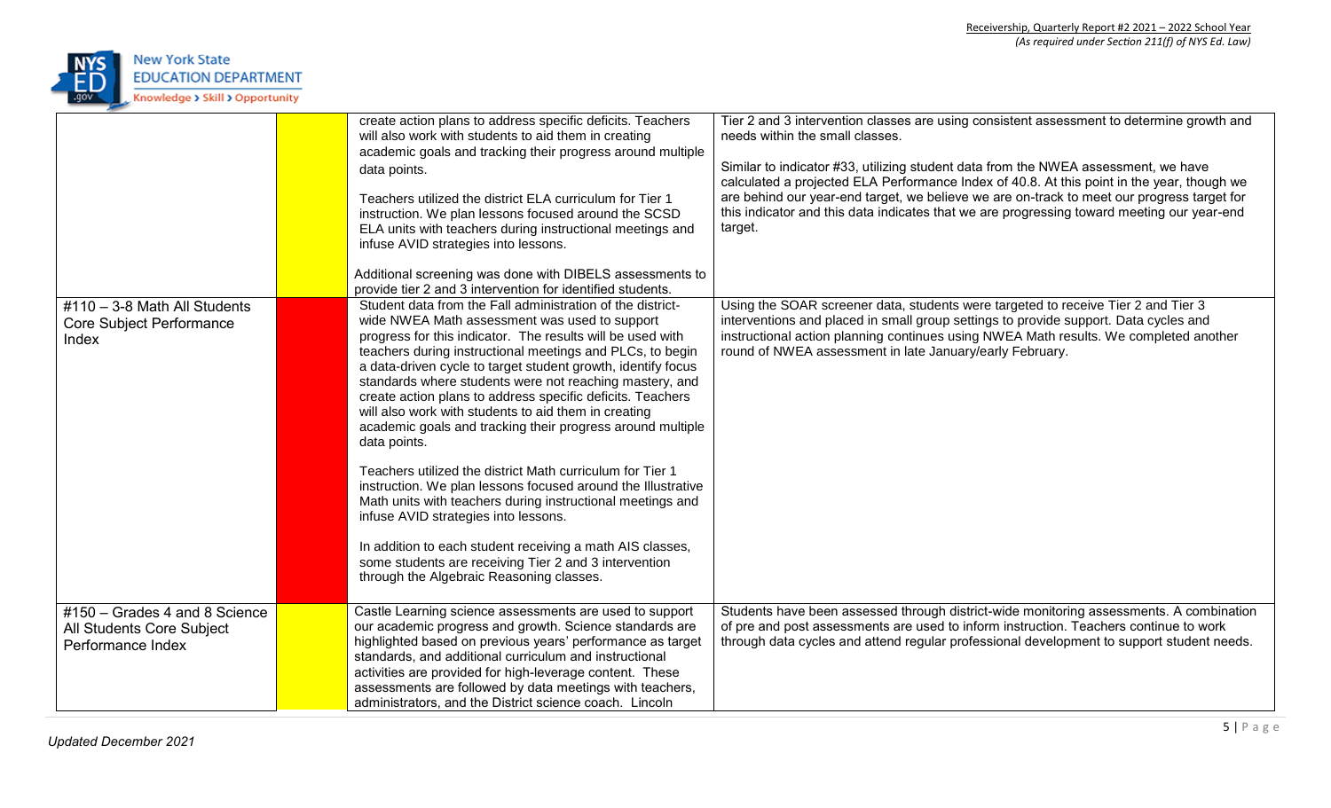| | | | |
|---|---|---|---|
| | | create action plans to address specific deficits. Teachers will also work with students to aid them in creating academic goals and tracking their progress around multiple data points.<br><br>Teachers utilized the district ELA curriculum for Tier 1 instruction. We plan lessons focused around the SCSD ELA units with teachers during instructional meetings and infuse AVID strategies into lessons.<br><br>Additional screening was done with DIBELS assessments to provide tier 2 and 3 intervention for identified students. | Tier 2 and 3 intervention classes are using consistent assessment to determine growth and needs within the small classes.<br><br>Similar to indicator #33, utilizing student data from the NWEA assessment, we have calculated a projected ELA Performance Index of 40.8. At this point in the year, though we are behind our year-end target, we believe we are on-track to meet our progress target for this indicator and this data indicates that we are progressing toward meeting our year-end target. |
| #110 – 3-8 Math All Students Core Subject Performance Index | | Student data from the Fall administration of the district-wide NWEA Math assessment was used to support progress for this indicator. The results will be used with teachers during instructional meetings and PLCs, to begin a data-driven cycle to target student growth, identify focus standards where students were not reaching mastery, and create action plans to address specific deficits. Teachers will also work with students to aid them in creating academic goals and tracking their progress around multiple data points.<br><br>Teachers utilized the district Math curriculum for Tier 1 instruction. We plan lessons focused around the Illustrative Math units with teachers during instructional meetings and infuse AVID strategies into lessons.<br><br>In addition to each student receiving a math AIS classes, some students are receiving Tier 2 and 3 intervention through the Algebraic Reasoning classes. | Using the SOAR screener data, students were targeted to receive Tier 2 and Tier 3 interventions and placed in small group settings to provide support. Data cycles and instructional action planning continues using NWEA Math results. We completed another round of NWEA assessment in late January/early February. |
| #150 – Grades 4 and 8 Science All Students Core Subject Performance Index | | Castle Learning science assessments are used to support our academic progress and growth. Science standards are highlighted based on previous years' performance as target standards, and additional curriculum and instructional activities are provided for high-leverage content. These assessments are followed by data meetings with teachers, administrators, and the District science coach. Lincoln | Students have been assessed through district-wide monitoring assessments. A combination of pre and post assessments are used to inform instruction. Teachers continue to work through data cycles and attend regular professional development to support student needs. |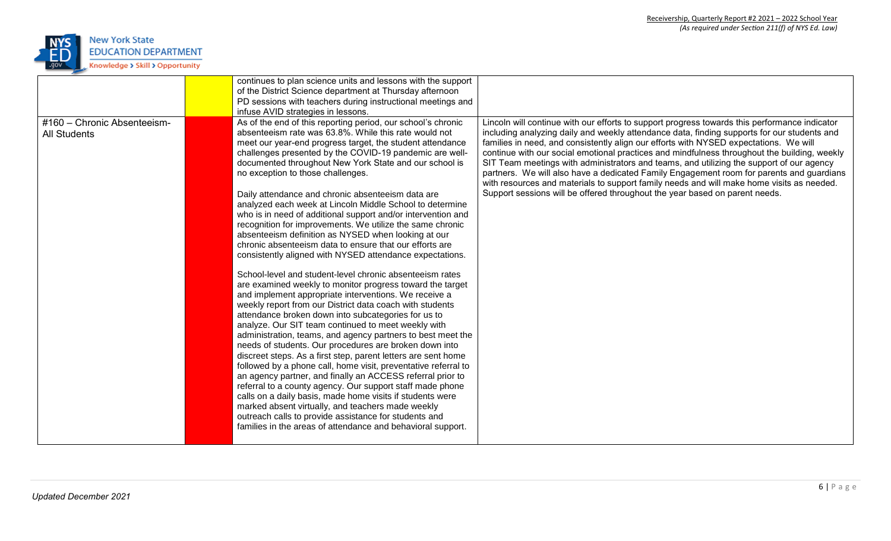| | | | |
|---|---|---|---|
| | | continues to plan science units and lessons with the support of the District Science department at Thursday afternoon PD sessions with teachers during instructional meetings and infuse AVID strategies in lessons. | |
| #160 – Chronic Absenteeism-All Students | | As of the end of this reporting period, our school's chronic absenteeism rate was 63.8%. While this rate would not meet our year-end progress target, the student attendance challenges presented by the COVID-19 pandemic are well-documented throughout New York State and our school is no exception to those challenges.<br><br>Daily attendance and chronic absenteeism data are analyzed each week at Lincoln Middle School to determine who is in need of additional support and/or intervention and recognition for improvements. We utilize the same chronic absenteeism definition as NYSED when looking at our chronic absenteeism data to ensure that our efforts are consistently aligned with NYSED attendance expectations.<br><br>School-level and student-level chronic absenteeism rates are examined weekly to monitor progress toward the target and implement appropriate interventions. We receive a weekly report from our District data coach with students attendance broken down into subcategories for us to analyze. Our SIT team continued to meet weekly with administration, teams, and agency partners to best meet the needs of students. Our procedures are broken down into discreet steps. As a first step, parent letters are sent home followed by a phone call, home visit, preventative referral to an agency partner, and finally an ACCESS referral prior to referral to a county agency. Our support staff made phone calls on a daily basis, made home visits if students were marked absent virtually, and teachers made weekly outreach calls to provide assistance for students and families in the areas of attendance and behavioral support. | Lincoln will continue with our efforts to support progress towards this performance indicator including analyzing daily and weekly attendance data, finding supports for our students and families in need, and consistently align our efforts with NYSED expectations. We will continue with our social emotional practices and mindfulness throughout the building, weekly SIT Team meetings with administrators and teams, and utilizing the support of our agency partners. We will also have a dedicated Family Engagement room for parents and guardians with resources and materials to support family needs and will make home visits as needed. Support sessions will be offered throughout the year based on parent needs. |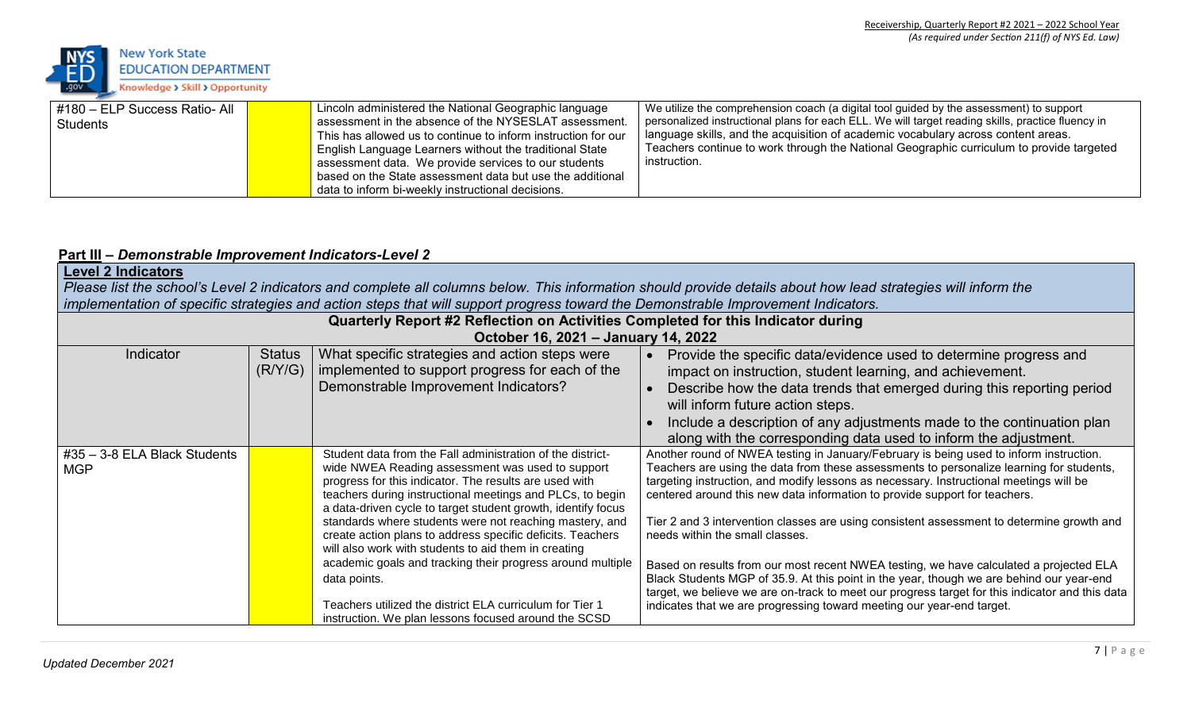| #180 – ELP Success Ratio- All Students | | Lincoln administered the National Geographic language assessment in the absence of the NYSESLAT assessment. This has allowed us to continue to inform instruction for our English Language Learners without the traditional State assessment data. We provide services to our students based on the State assessment data but use the additional data to inform bi-weekly instructional decisions. | We utilize the comprehension coach (a digital tool guided by the assessment) to support personalized instructional plans for each ELL. We will target reading skills, practice fluency in language skills, and the acquisition of academic vocabulary across content areas. Teachers continue to work through the National Geographic curriculum to provide targeted instruction. |
|---|---|---|---|

## Part III – *Demonstrable Improvement Indicators-Level 2*

**Level 2 Indicators**

*Please list the school's Level 2 indicators and complete all columns below. This information should provide details about how lead strategies will inform the implementation of specific strategies and action steps that will support progress toward the Demonstrable Improvement Indicators.*

**Quarterly Report #2 Reflection on Activities Completed for this Indicator during October 16, 2021 – January 14, 2022**

| Indicator | Status (R/Y/G) | What specific strategies and action steps were implemented to support progress for each of the Demonstrable Improvement Indicators? | • Provide the specific data/evidence used to determine progress and impact on instruction, student learning, and achievement. • Describe how the data trends that emerged during this reporting period will inform future action steps. • Include a description of any adjustments made to the continuation plan along with the corresponding data used to inform the adjustment. |
|---|---|---|---|
| #35 – 3-8 ELA Black Students MGP | | Student data from the Fall administration of the district-wide NWEA Reading assessment was used to support progress for this indicator. The results are used with teachers during instructional meetings and PLCs, to begin a data-driven cycle to target student growth, identify focus standards where students were not reaching mastery, and create action plans to address specific deficits. Teachers will also work with students to aid them in creating academic goals and tracking their progress around multiple data points.<br><br>Teachers utilized the district ELA curriculum for Tier 1 instruction. We plan lessons focused around the SCSD | Another round of NWEA testing in January/February is being used to inform instruction. Teachers are using the data from these assessments to personalize learning for students, targeting instruction, and modify lessons as necessary. Instructional meetings will be centered around this new data information to provide support for teachers.<br><br>Tier 2 and 3 intervention classes are using consistent assessment to determine growth and needs within the small classes.<br><br>Based on results from our most recent NWEA testing, we have calculated a projected ELA Black Students MGP of 35.9. At this point in the year, though we are behind our year-end target, we believe we are on-track to meet our progress target for this indicator and this data indicates that we are progressing toward meeting our year-end target. |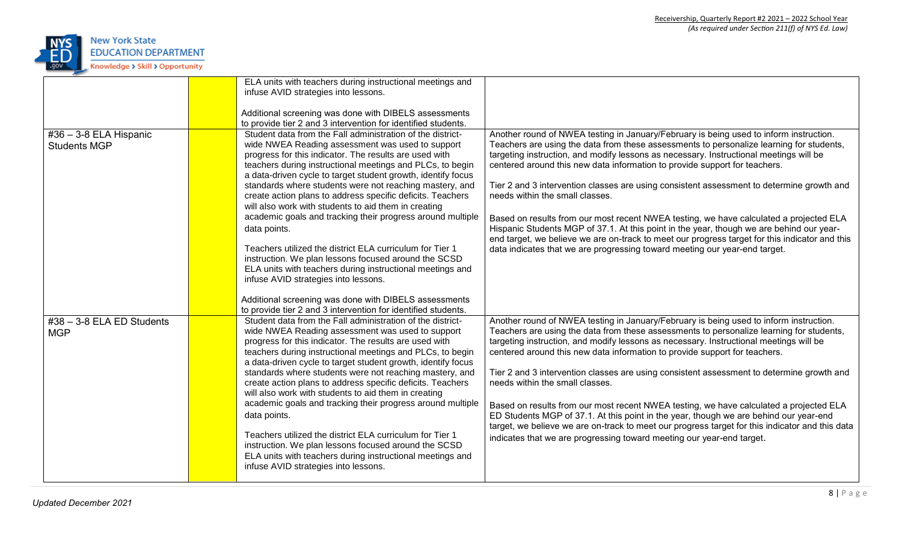| | | | |
|---|---|---|---|
| | | ELA units with teachers during instructional meetings and infuse AVID strategies into lessons.<br><br>Additional screening was done with DIBELS assessments to provide tier 2 and 3 intervention for identified students. | |
| #36 – 3-8 ELA Hispanic Students MGP | | Student data from the Fall administration of the district-wide NWEA Reading assessment was used to support progress for this indicator. The results are used with teachers during instructional meetings and PLCs, to begin a data-driven cycle to target student growth, identify focus standards where students were not reaching mastery, and create action plans to address specific deficits. Teachers will also work with students to aid them in creating academic goals and tracking their progress around multiple data points.<br><br>Teachers utilized the district ELA curriculum for Tier 1 instruction. We plan lessons focused around the SCSD ELA units with teachers during instructional meetings and infuse AVID strategies into lessons.<br><br>Additional screening was done with DIBELS assessments to provide tier 2 and 3 intervention for identified students. | Another round of NWEA testing in January/February is being used to inform instruction. Teachers are using the data from these assessments to personalize learning for students, targeting instruction, and modify lessons as necessary. Instructional meetings will be centered around this new data information to provide support for teachers.<br><br>Tier 2 and 3 intervention classes are using consistent assessment to determine growth and needs within the small classes.<br><br>Based on results from our most recent NWEA testing, we have calculated a projected ELA Hispanic Students MGP of 37.1. At this point in the year, though we are behind our year-end target, we believe we are on-track to meet our progress target for this indicator and this data indicates that we are progressing toward meeting our year-end target. |
| #38 – 3-8 ELA ED Students MGP | | Student data from the Fall administration of the district-wide NWEA Reading assessment was used to support progress for this indicator. The results are used with teachers during instructional meetings and PLCs, to begin a data-driven cycle to target student growth, identify focus standards where students were not reaching mastery, and create action plans to address specific deficits. Teachers will also work with students to aid them in creating academic goals and tracking their progress around multiple data points.<br><br>Teachers utilized the district ELA curriculum for Tier 1 instruction. We plan lessons focused around the SCSD ELA units with teachers during instructional meetings and infuse AVID strategies into lessons. | Another round of NWEA testing in January/February is being used to inform instruction. Teachers are using the data from these assessments to personalize learning for students, targeting instruction, and modify lessons as necessary. Instructional meetings will be centered around this new data information to provide support for teachers.<br><br>Tier 2 and 3 intervention classes are using consistent assessment to determine growth and needs within the small classes.<br><br>Based on results from our most recent NWEA testing, we have calculated a projected ELA ED Students MGP of 37.1. At this point in the year, though we are behind our year-end target, we believe we are on-track to meet our progress target for this indicator and this data indicates that we are progressing toward meeting our year-end target. |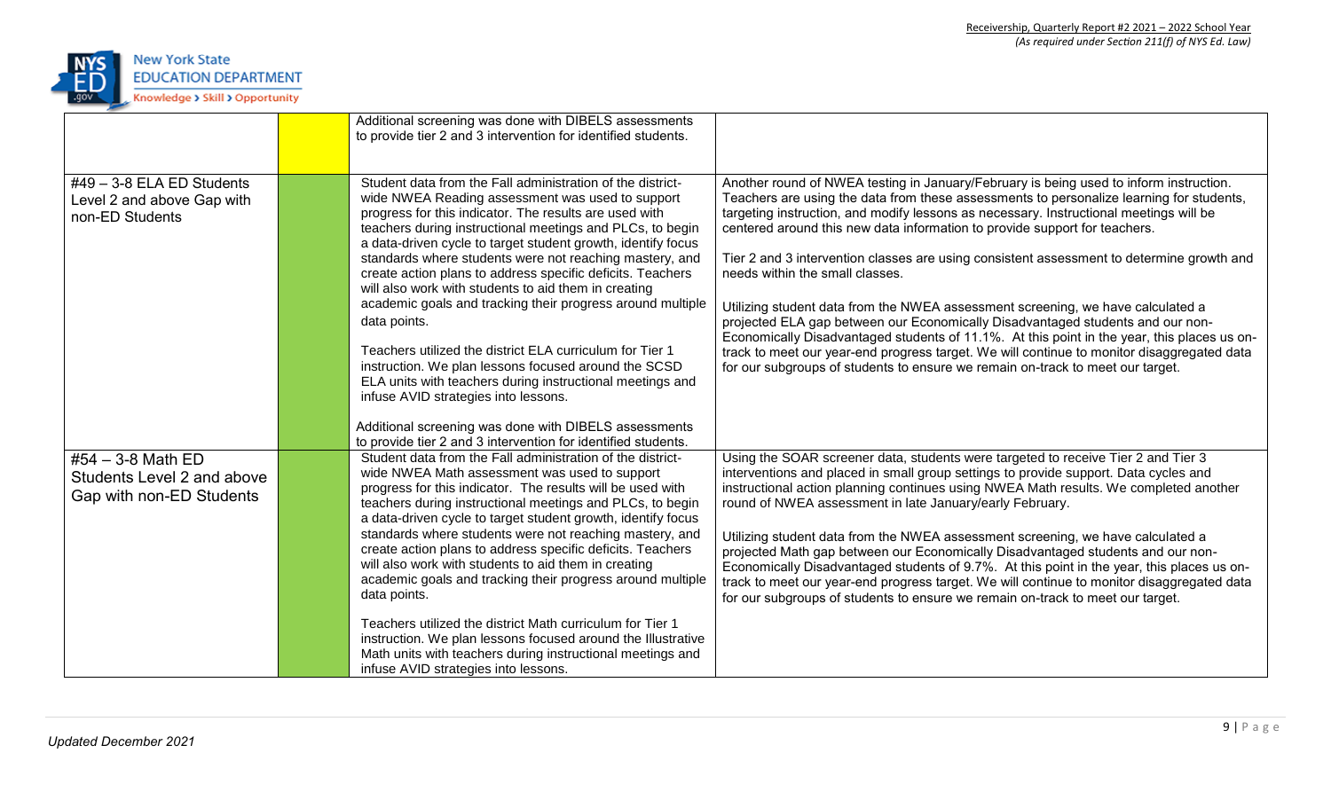| | | | |
|---|---|---|---|
| | | Additional screening was done with DIBELS assessments to provide tier 2 and 3 intervention for identified students. | |
| #49 – 3-8 ELA ED Students Level 2 and above Gap with non-ED Students | | Student data from the Fall administration of the district-wide NWEA Reading assessment was used to support progress for this indicator. The results are used with teachers during instructional meetings and PLCs, to begin a data-driven cycle to target student growth, identify focus standards where students were not reaching mastery, and create action plans to address specific deficits. Teachers will also work with students to aid them in creating academic goals and tracking their progress around multiple data points.<br><br>Teachers utilized the district ELA curriculum for Tier 1 instruction. We plan lessons focused around the SCSD ELA units with teachers during instructional meetings and infuse AVID strategies into lessons.<br><br>Additional screening was done with DIBELS assessments to provide tier 2 and 3 intervention for identified students. | Another round of NWEA testing in January/February is being used to inform instruction. Teachers are using the data from these assessments to personalize learning for students, targeting instruction, and modify lessons as necessary. Instructional meetings will be centered around this new data information to provide support for teachers.<br><br>Tier 2 and 3 intervention classes are using consistent assessment to determine growth and needs within the small classes.<br><br>Utilizing student data from the NWEA assessment screening, we have calculated a projected ELA gap between our Economically Disadvantaged students and our non-Economically Disadvantaged students of 11.1%. At this point in the year, this places us on-track to meet our year-end progress target. We will continue to monitor disaggregated data for our subgroups of students to ensure we remain on-track to meet our target. |
| #54 – 3-8 Math ED Students Level 2 and above Gap with non-ED Students | | Student data from the Fall administration of the district-wide NWEA Math assessment was used to support progress for this indicator. The results will be used with teachers during instructional meetings and PLCs, to begin a data-driven cycle to target student growth, identify focus standards where students were not reaching mastery, and create action plans to address specific deficits. Teachers will also work with students to aid them in creating academic goals and tracking their progress around multiple data points.<br><br>Teachers utilized the district Math curriculum for Tier 1 instruction. We plan lessons focused around the Illustrative Math units with teachers during instructional meetings and infuse AVID strategies into lessons. | Using the SOAR screener data, students were targeted to receive Tier 2 and Tier 3 interventions and placed in small group settings to provide support. Data cycles and instructional action planning continues using NWEA Math results. We completed another round of NWEA assessment in late January/early February.<br><br>Utilizing student data from the NWEA assessment screening, we have calculated a projected Math gap between our Economically Disadvantaged students and our non-Economically Disadvantaged students of 9.7%. At this point in the year, this places us on-track to meet our year-end progress target. We will continue to monitor disaggregated data for our subgroups of students to ensure we remain on-track to meet our target. |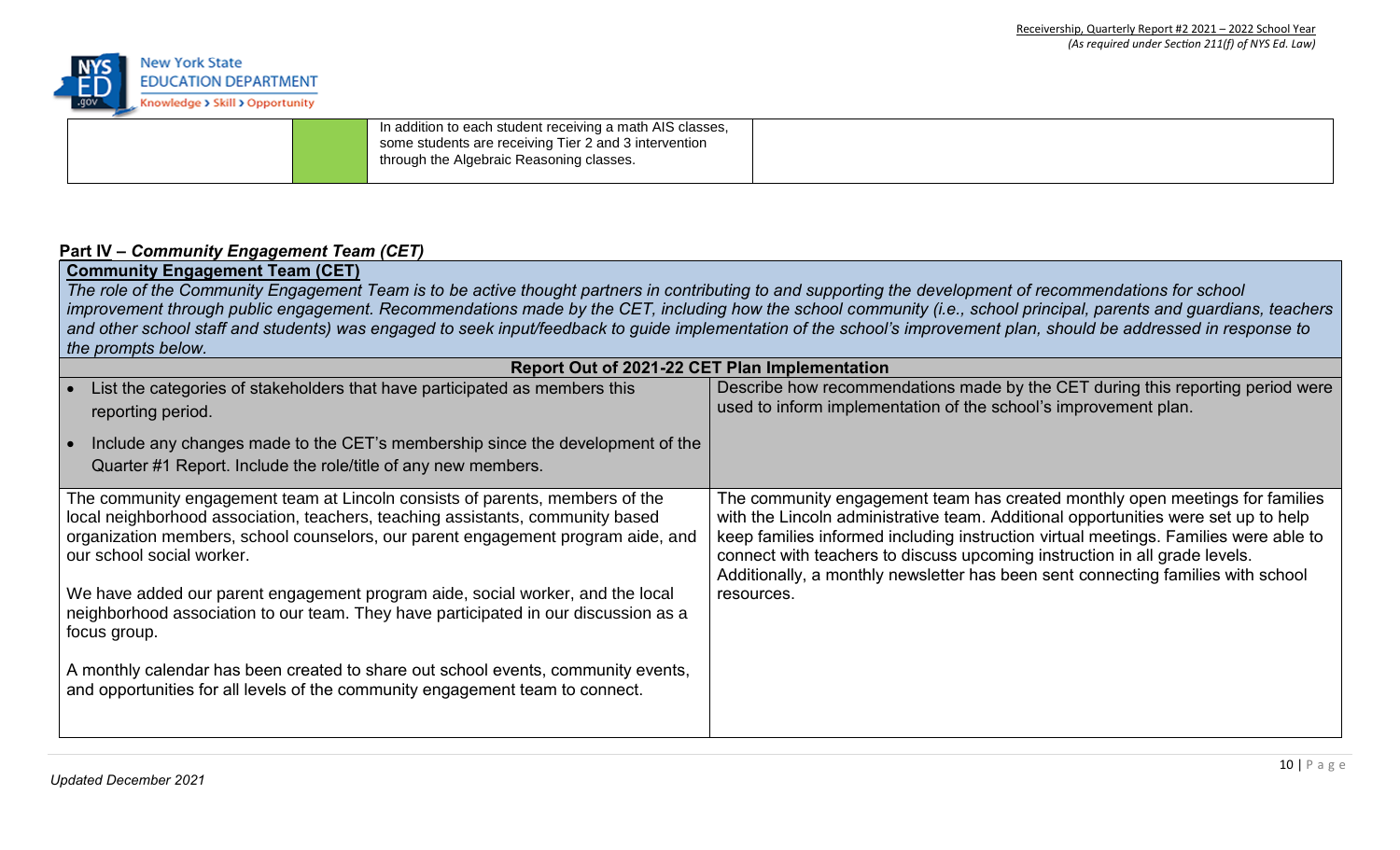|  |  | In addition to each student receiving a math AIS classes, some students are receiving Tier 2 and 3 intervention through the Algebraic Reasoning classes. |  |
|---|---|---|---|

**Part IV** – ***Community Engagement Team (CET)***

**Community Engagement Team (CET)**

*The role of the Community Engagement Team is to be active thought partners in contributing to and supporting the development of recommendations for school improvement through public engagement. Recommendations made by the CET, including how the school community (i.e., school principal, parents and guardians, teachers and other school staff and students) was engaged to seek input/feedback to guide implementation of the school's improvement plan, should be addressed in response to the prompts below.*

| **Report Out of 2021-22 CET Plan Implementation** | |
|---|---|
| • List the categories of stakeholders that have participated as members this reporting period.<br><br>• Include any changes made to the CET's membership since the development of the Quarter #1 Report. Include the role/title of any new members. | Describe how recommendations made by the CET during this reporting period were used to inform implementation of the school's improvement plan. |
| The community engagement team at Lincoln consists of parents, members of the local neighborhood association, teachers, teaching assistants, community based organization members, school counselors, our parent engagement program aide, and our school social worker.<br><br>We have added our parent engagement program aide, social worker, and the local neighborhood association to our team. They have participated in our discussion as a focus group.<br><br>A monthly calendar has been created to share out school events, community events, and opportunities for all levels of the community engagement team to connect. | The community engagement team has created monthly open meetings for families with the Lincoln administrative team. Additional opportunities were set up to help keep families informed including instruction virtual meetings. Families were able to connect with teachers to discuss upcoming instruction in all grade levels. Additionally, a monthly newsletter has been sent connecting families with school resources. |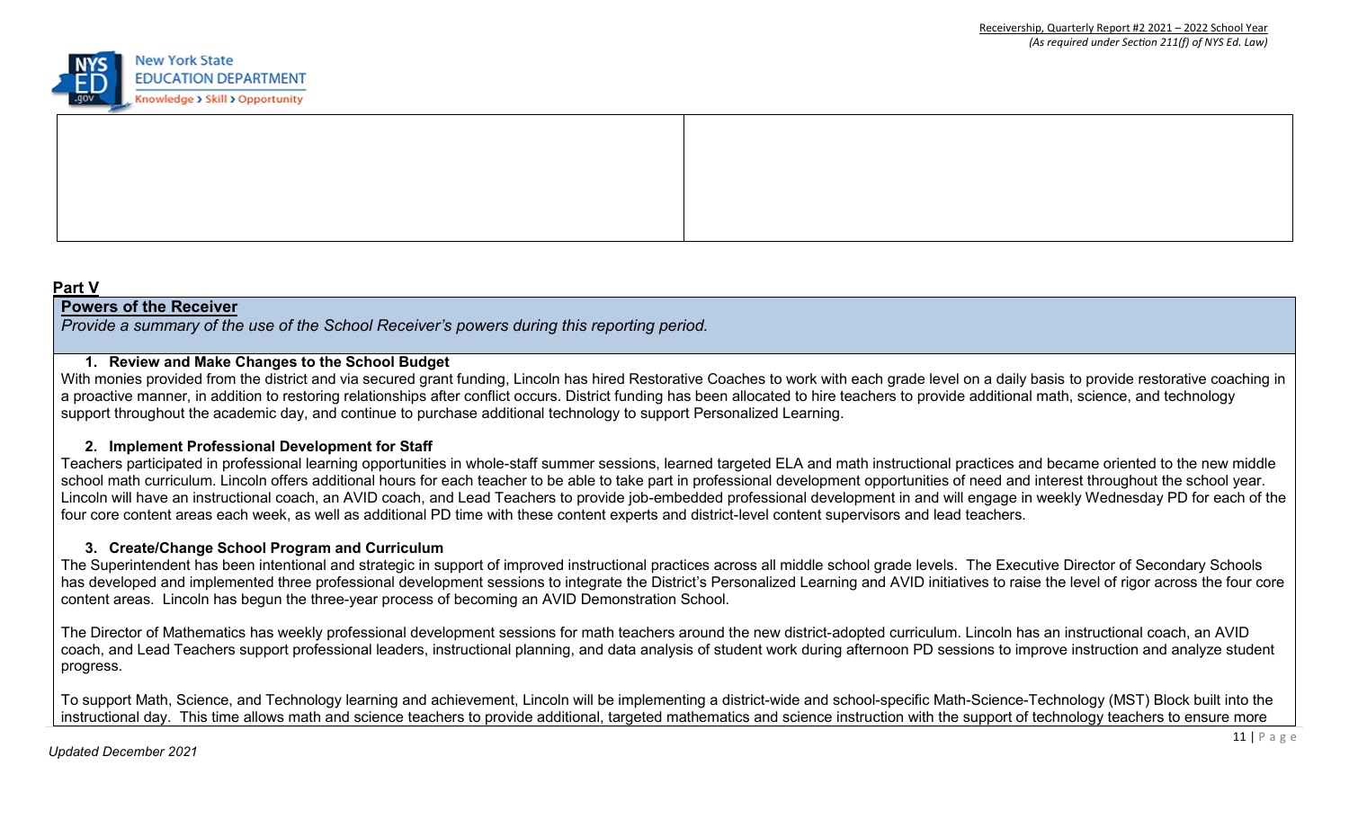| | |
|---|---|
| | |

## Part V

**Powers of the Receiver**

*Provide a summary of the use of the School Receiver's powers during this reporting period.*

**1. Review and Make Changes to the School Budget**

With monies provided from the district and via secured grant funding, Lincoln has hired Restorative Coaches to work with each grade level on a daily basis to provide restorative coaching in a proactive manner, in addition to restoring relationships after conflict occurs. District funding has been allocated to hire teachers to provide additional math, science, and technology support throughout the academic day, and continue to purchase additional technology to support Personalized Learning.

**2. Implement Professional Development for Staff**

Teachers participated in professional learning opportunities in whole-staff summer sessions, learned targeted ELA and math instructional practices and became oriented to the new middle school math curriculum. Lincoln offers additional hours for each teacher to be able to take part in professional development opportunities of need and interest throughout the school year. Lincoln will have an instructional coach, an AVID coach, and Lead Teachers to provide job-embedded professional development in and will engage in weekly Wednesday PD for each of the four core content areas each week, as well as additional PD time with these content experts and district-level content supervisors and lead teachers.

**3. Create/Change School Program and Curriculum**

The Superintendent has been intentional and strategic in support of improved instructional practices across all middle school grade levels. The Executive Director of Secondary Schools has developed and implemented three professional development sessions to integrate the District's Personalized Learning and AVID initiatives to raise the level of rigor across the four core content areas. Lincoln has begun the three-year process of becoming an AVID Demonstration School.

The Director of Mathematics has weekly professional development sessions for math teachers around the new district-adopted curriculum. Lincoln has an instructional coach, an AVID coach, and Lead Teachers support professional leaders, instructional planning, and data analysis of student work during afternoon PD sessions to improve instruction and analyze student progress.

To support Math, Science, and Technology learning and achievement, Lincoln will be implementing a district-wide and school-specific Math-Science-Technology (MST) Block built into the instructional day. This time allows math and science teachers to provide additional, targeted mathematics and science instruction with the support of technology teachers to ensure more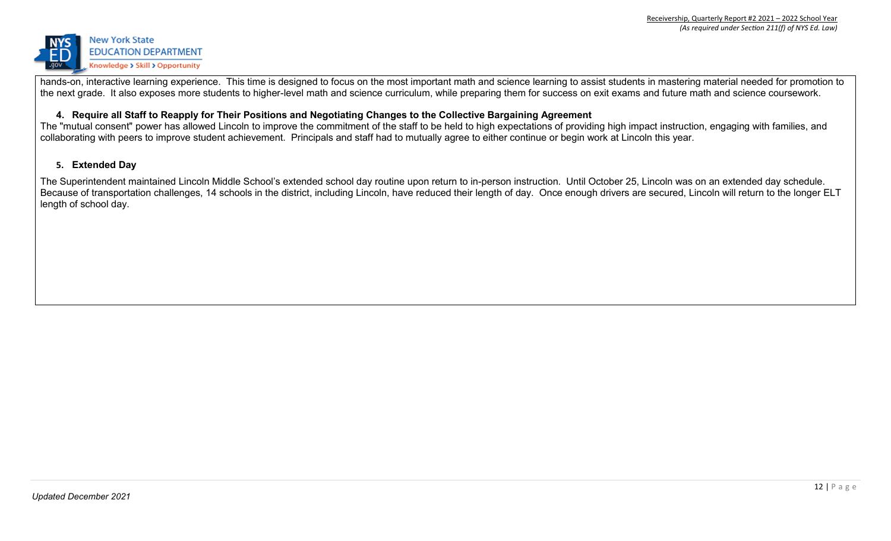hands-on, interactive learning experience. This time is designed to focus on the most important math and science learning to assist students in mastering material needed for promotion to the next grade. It also exposes more students to higher-level math and science curriculum, while preparing them for success on exit exams and future math and science coursework.

**4. Require all Staff to Reapply for Their Positions and Negotiating Changes to the Collective Bargaining Agreement**

The "mutual consent" power has allowed Lincoln to improve the commitment of the staff to be held to high expectations of providing high impact instruction, engaging with families, and collaborating with peers to improve student achievement. Principals and staff had to mutually agree to either continue or begin work at Lincoln this year.

**5. Extended Day**

The Superintendent maintained Lincoln Middle School's extended school day routine upon return to in-person instruction. Until October 25, Lincoln was on an extended day schedule. Because of transportation challenges, 14 schools in the district, including Lincoln, have reduced their length of day. Once enough drivers are secured, Lincoln will return to the longer ELT length of school day.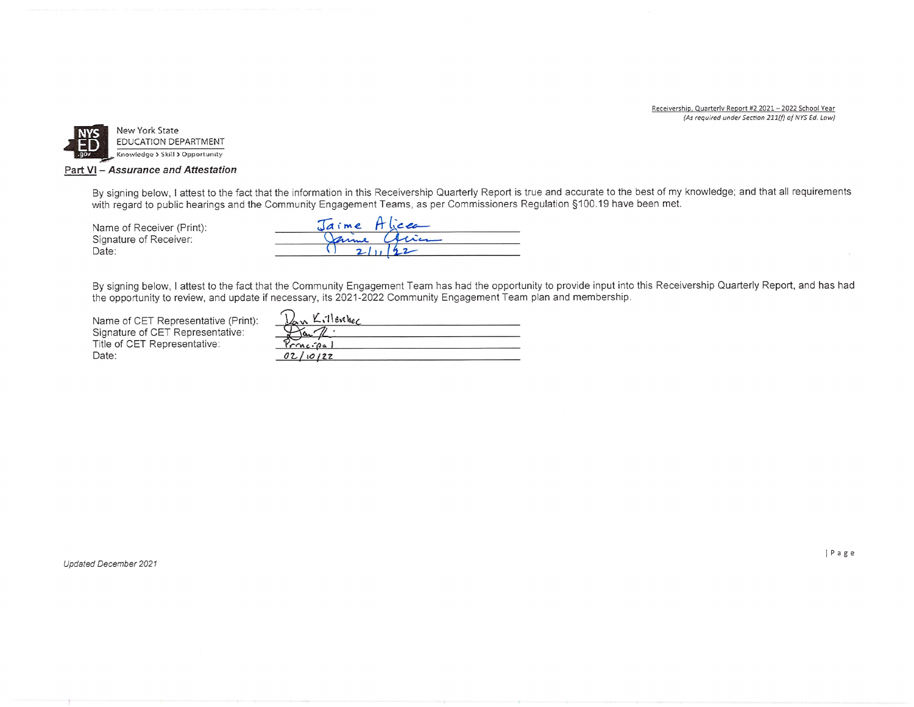New York State
EDUCATION DEPARTMENT
Knowledge > Skill > Opportunity

## Part VI – *Assurance and Attestation*

By signing below, I attest to the fact that the information in this Receivership Quarterly Report is true and accurate to the best of my knowledge; and that all requirements with regard to public hearings and the Community Engagement Teams, as per Commissioners Regulation §100.19 have been met.

Name of Receiver (Print): Jaime Alicea
Signature of Receiver: Jaime Alicea
Date: 2/11/22

By signing below, I attest to the fact that the Community Engagement Team has had the opportunity to provide input into this Receivership Quarterly Report, and has had the opportunity to review, and update if necessary, its 2021-2022 Community Engagement Team plan and membership.

Name of CET Representative (Print): Dan Killenbec
Signature of CET Representative: Dan K.
Title of CET Representative: Principal
Date: 02/10/22